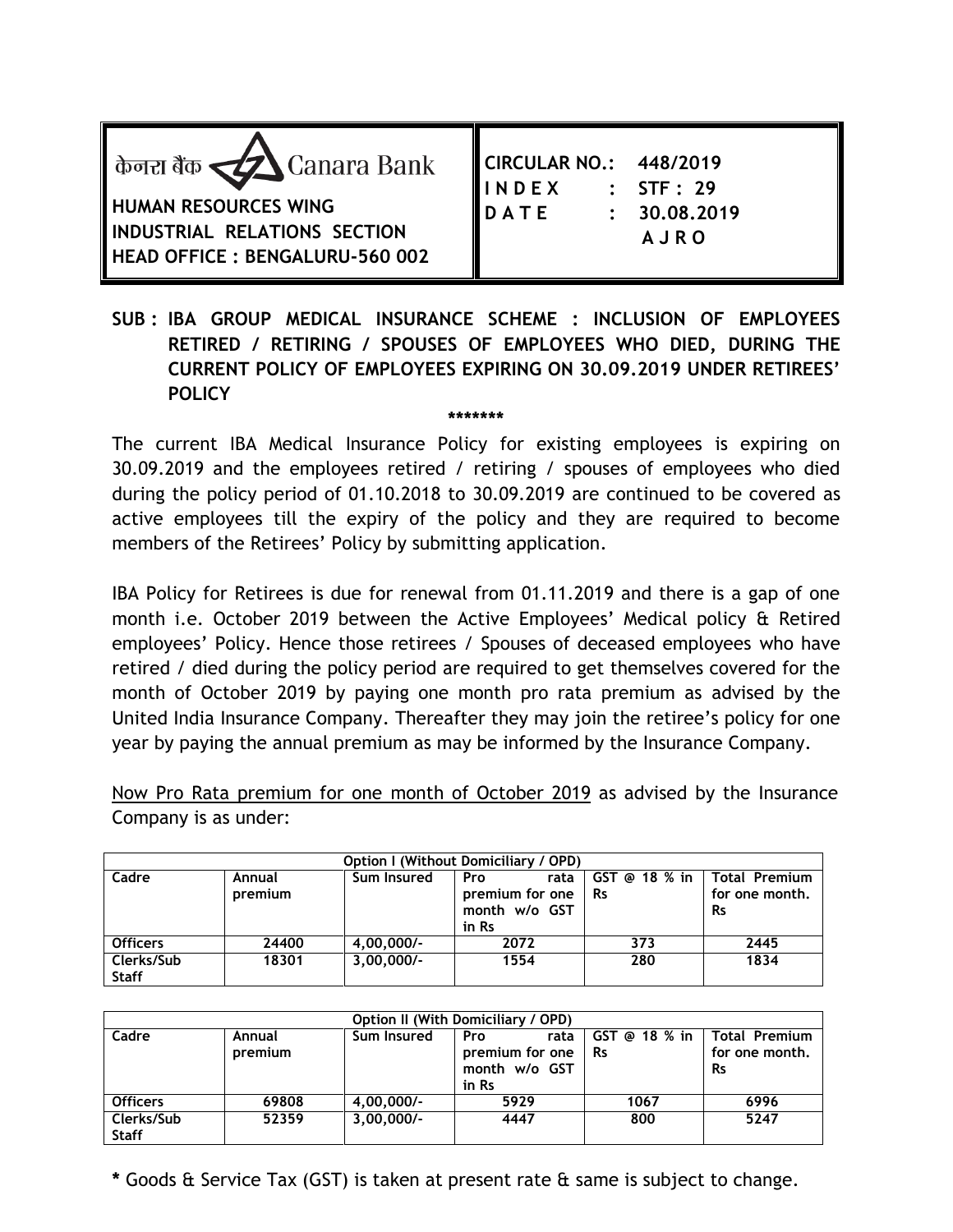| केनरा बैंक Canara Bank<br>**HUMAN RESOURCES WING**<br>**INDUSTRIAL RELATIONS SECTION**<br>**HEAD OFFICE : BENGALURU-560 002** | **CIRCULAR NO.: 448/2019**<br>**INDEX : STF : 29**<br>**DATE : 30.08.2019**<br>**AJRO** |
|---|---|

**SUB : IBA GROUP MEDICAL INSURANCE SCHEME : INCLUSION OF EMPLOYEES RETIRED / RETIRING / SPOUSES OF EMPLOYEES WHO DIED, DURING THE CURRENT POLICY OF EMPLOYEES EXPIRING ON 30.09.2019 UNDER RETIREES' POLICY**

\*\*\*\*\*\*\*

The current IBA Medical Insurance Policy for existing employees is expiring on 30.09.2019 and the employees retired / retiring / spouses of employees who died during the policy period of 01.10.2018 to 30.09.2019 are continued to be covered as active employees till the expiry of the policy and they are required to become members of the Retirees' Policy by submitting application.

IBA Policy for Retirees is due for renewal from 01.11.2019 and there is a gap of one month i.e. October 2019 between the Active Employees' Medical policy & Retired employees' Policy. Hence those retirees / Spouses of deceased employees who have retired / died during the policy period are required to get themselves covered for the month of October 2019 by paying one month pro rata premium as advised by the United India Insurance Company. Thereafter they may join the retiree's policy for one year by paying the annual premium as may be informed by the Insurance Company.

Now Pro Rata premium for one month of October 2019 as advised by the Insurance Company is as under:

**Option I (Without Domiciliary / OPD)**

| Cadre | Annual premium | Sum Insured | Pro rata premium for one month w/o GST in Rs | GST @ 18 % in Rs | Total Premium for one month. Rs |
|---|---|---|---|---|---|
| Officers | 24400 | 4,00,000/- | 2072 | 373 | 2445 |
| Clerks/Sub Staff | 18301 | 3,00,000/- | 1554 | 280 | 1834 |

**Option II (With Domiciliary / OPD)**

| Cadre | Annual premium | Sum Insured | Pro rata premium for one month w/o GST in Rs | GST @ 18 % in Rs | Total Premium for one month. Rs |
|---|---|---|---|---|---|
| Officers | 69808 | 4,00,000/- | 5929 | 1067 | 6996 |
| Clerks/Sub Staff | 52359 | 3,00,000/- | 4447 | 800 | 5247 |

**\*** Goods & Service Tax (GST) is taken at present rate & same is subject to change.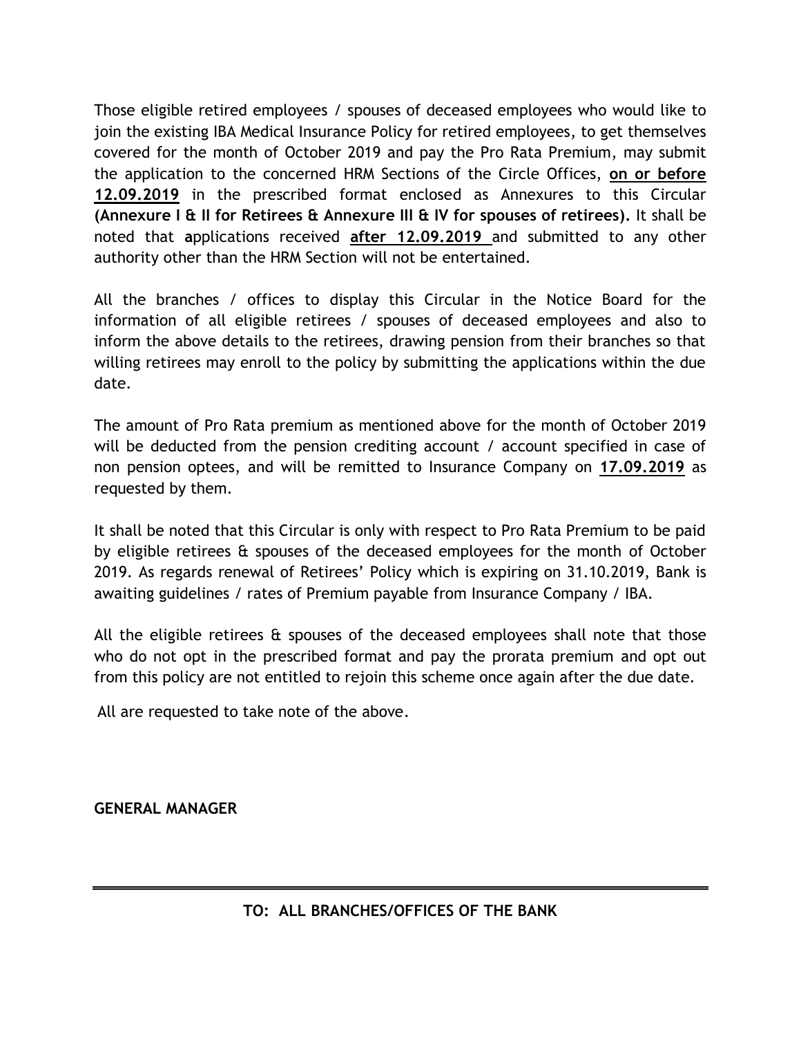Those eligible retired employees / spouses of deceased employees who would like to join the existing IBA Medical Insurance Policy for retired employees, to get themselves covered for the month of October 2019 and pay the Pro Rata Premium, may submit the application to the concerned HRM Sections of the Circle Offices, **on or before 12.09.2019** in the prescribed format enclosed as Annexures to this Circular **(Annexure I & II for Retirees & Annexure III & IV for spouses of retirees).** It shall be noted that **a**pplications received **after 12.09.2019** and submitted to any other authority other than the HRM Section will not be entertained.

All the branches / offices to display this Circular in the Notice Board for the information of all eligible retirees / spouses of deceased employees and also to inform the above details to the retirees, drawing pension from their branches so that willing retirees may enroll to the policy by submitting the applications within the due date.

The amount of Pro Rata premium as mentioned above for the month of October 2019 will be deducted from the pension crediting account / account specified in case of non pension optees, and will be remitted to Insurance Company on **17.09.2019** as requested by them.

It shall be noted that this Circular is only with respect to Pro Rata Premium to be paid by eligible retirees & spouses of the deceased employees for the month of October 2019. As regards renewal of Retirees' Policy which is expiring on 31.10.2019, Bank is awaiting guidelines / rates of Premium payable from Insurance Company / IBA.

All the eligible retirees & spouses of the deceased employees shall note that those who do not opt in the prescribed format and pay the prorata premium and opt out from this policy are not entitled to rejoin this scheme once again after the due date.

All are requested to take note of the above.

**GENERAL MANAGER**

---

**TO: ALL BRANCHES/OFFICES OF THE BANK**